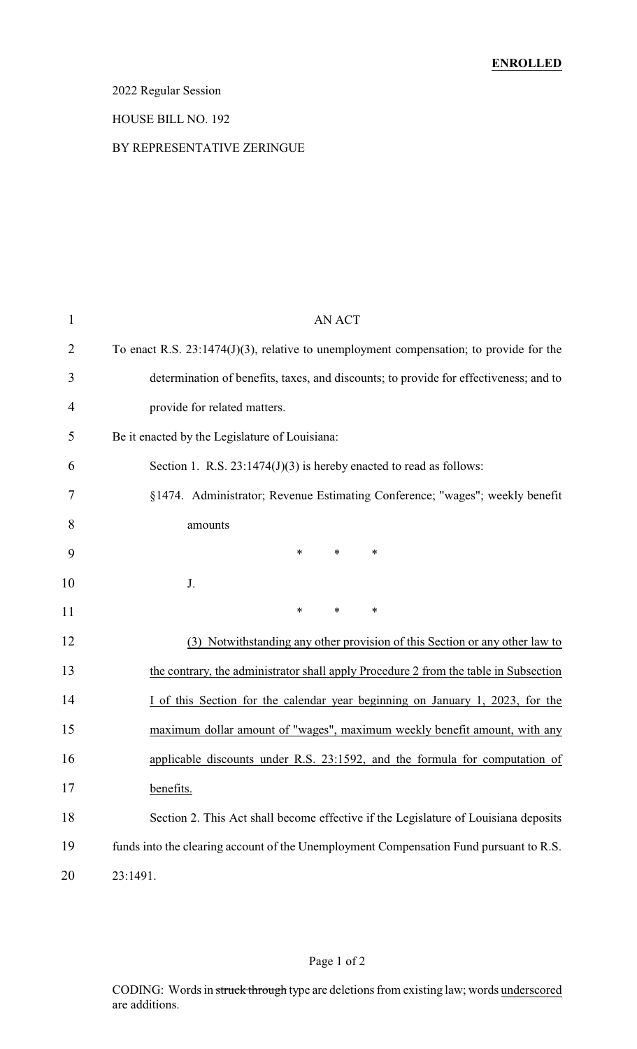**ENROLLED**

2022 Regular Session

HOUSE BILL NO. 192

BY REPRESENTATIVE ZERINGUE

AN ACT

To enact R.S. 23:1474(J)(3), relative to unemployment compensation; to provide for the determination of benefits, taxes, and discounts; to provide for effectiveness; and to provide for related matters.

Be it enacted by the Legislature of Louisiana:

Section 1. R.S. 23:1474(J)(3) is hereby enacted to read as follows:

§1474. Administrator; Revenue Estimating Conference; "wages"; weekly benefit amounts

\* \* \*

J.

\* \* \*

(3) Notwithstanding any other provision of this Section or any other law to the contrary, the administrator shall apply Procedure 2 from the table in Subsection I of this Section for the calendar year beginning on January 1, 2023, for the maximum dollar amount of "wages", maximum weekly benefit amount, with any applicable discounts under R.S. 23:1592, and the formula for computation of benefits.

Section 2. This Act shall become effective if the Legislature of Louisiana deposits funds into the clearing account of the Unemployment Compensation Fund pursuant to R.S. 23:1491.

CODING: Words in ~~struck through~~ type are deletions from existing law; words underscored are additions.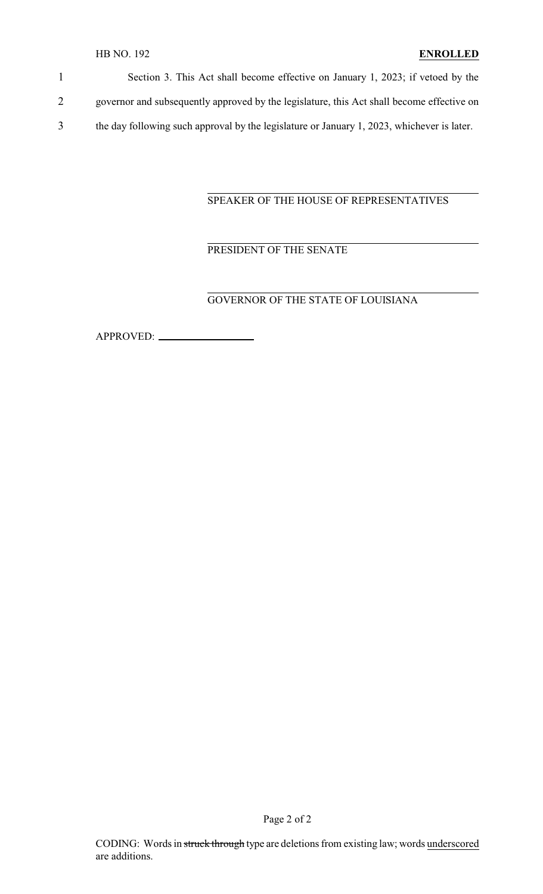Section 3. This Act shall become effective on January 1, 2023; if vetoed by the governor and subsequently approved by the legislature, this Act shall become effective on the day following such approval by the legislature or January 1, 2023, whichever is later.

SPEAKER OF THE HOUSE OF REPRESENTATIVES

PRESIDENT OF THE SENATE

GOVERNOR OF THE STATE OF LOUISIANA

APPROVED: \_\_\_\_\_\_\_\_\_\_\_\_\_\_\_\_\_\_

CODING: Words in ~~struck through~~ type are deletions from existing law; words underscored are additions.